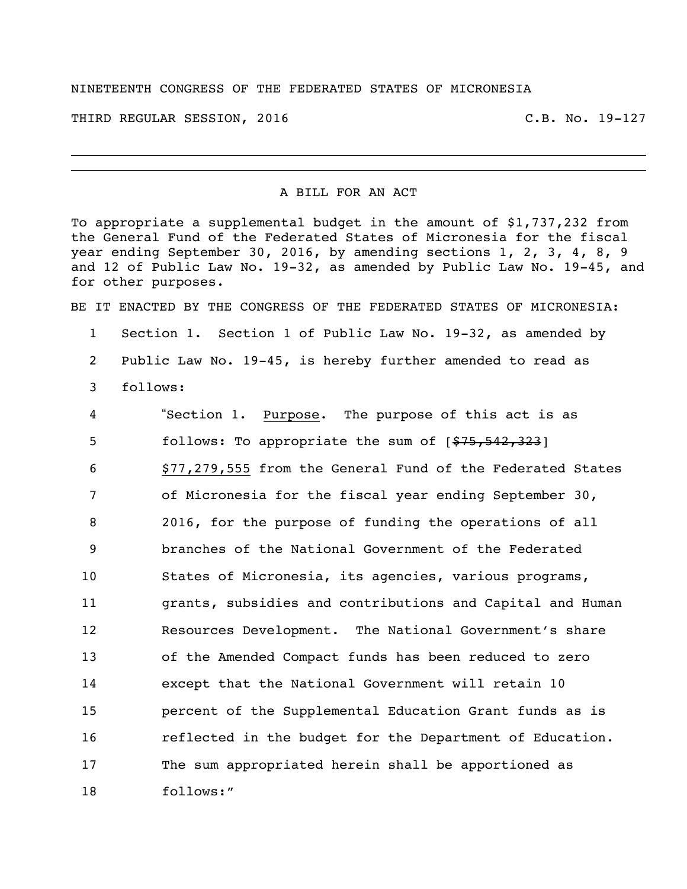NINETEENTH CONGRESS OF THE FEDERATED STATES OF MICRONESIA

THIRD REGULAR SESSION, 2016 C.B. No. 19-127

---

A BILL FOR AN ACT

To appropriate a supplemental budget in the amount of $1,737,232 from the General Fund of the Federated States of Micronesia for the fiscal year ending September 30, 2016, by amending sections 1, 2, 3, 4, 8, 9 and 12 of Public Law No. 19-32, as amended by Public Law No. 19-45, and for other purposes.

BE IT ENACTED BY THE CONGRESS OF THE FEDERATED STATES OF MICRONESIA:

1 Section 1. Section 1 of Public Law No. 19-32, as amended by
2 Public Law No. 19-45, is hereby further amended to read as
3 follows:
4 "Section 1. Purpose. The purpose of this act is as
5 follows: To appropriate the sum of [~~$75,542,323~~]
6 $77,279,555 from the General Fund of the Federated States
7 of Micronesia for the fiscal year ending September 30,
8 2016, for the purpose of funding the operations of all
9 branches of the National Government of the Federated
10 States of Micronesia, its agencies, various programs,
11 grants, subsidies and contributions and Capital and Human
12 Resources Development. The National Government's share
13 of the Amended Compact funds has been reduced to zero
14 except that the National Government will retain 10
15 percent of the Supplemental Education Grant funds as is
16 reflected in the budget for the Department of Education.
17 The sum appropriated herein shall be apportioned as
18 follows:"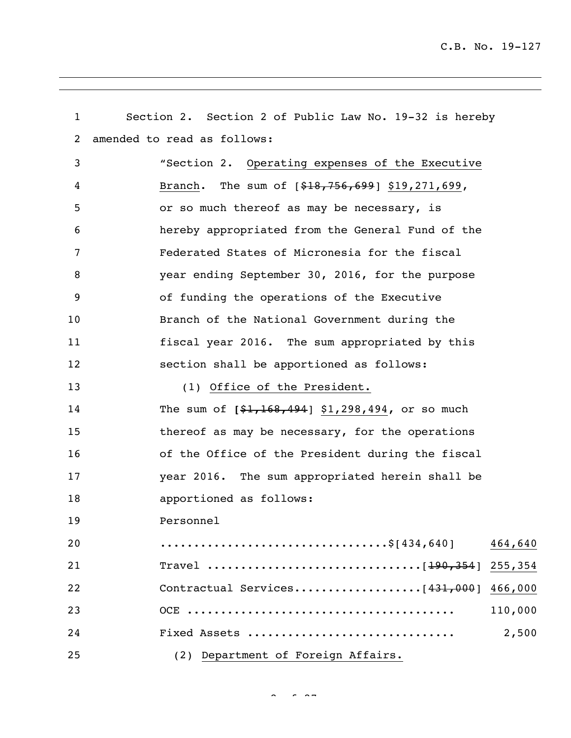Section 2. Section 2 of Public Law No. 19-32 is hereby amended to read as follows:

"Section 2. Operating expenses of the Executive Branch. The sum of [~~$18,756,699~~] $19,271,699, or so much thereof as may be necessary, is hereby appropriated from the General Fund of the Federated States of Micronesia for the fiscal year ending September 30, 2016, for the purpose of funding the operations of the Executive Branch of the National Government during the fiscal year 2016. The sum appropriated by this section shall be apportioned as follows:

(1) Office of the President.

The sum of [~~$1,168,494~~] $1,298,494, or so much thereof as may be necessary, for the operations of the Office of the President during the fiscal year 2016. The sum appropriated herein shall be apportioned as follows:

Personnel

.................................$[434,640] 464,640

Travel ...............................[~~190,354~~] 255,354

Contractual Services..................[~~431,000~~] 466,000

OCE ....................................... 110,000

Fixed Assets .............................. 2,500

(2) Department of Foreign Affairs.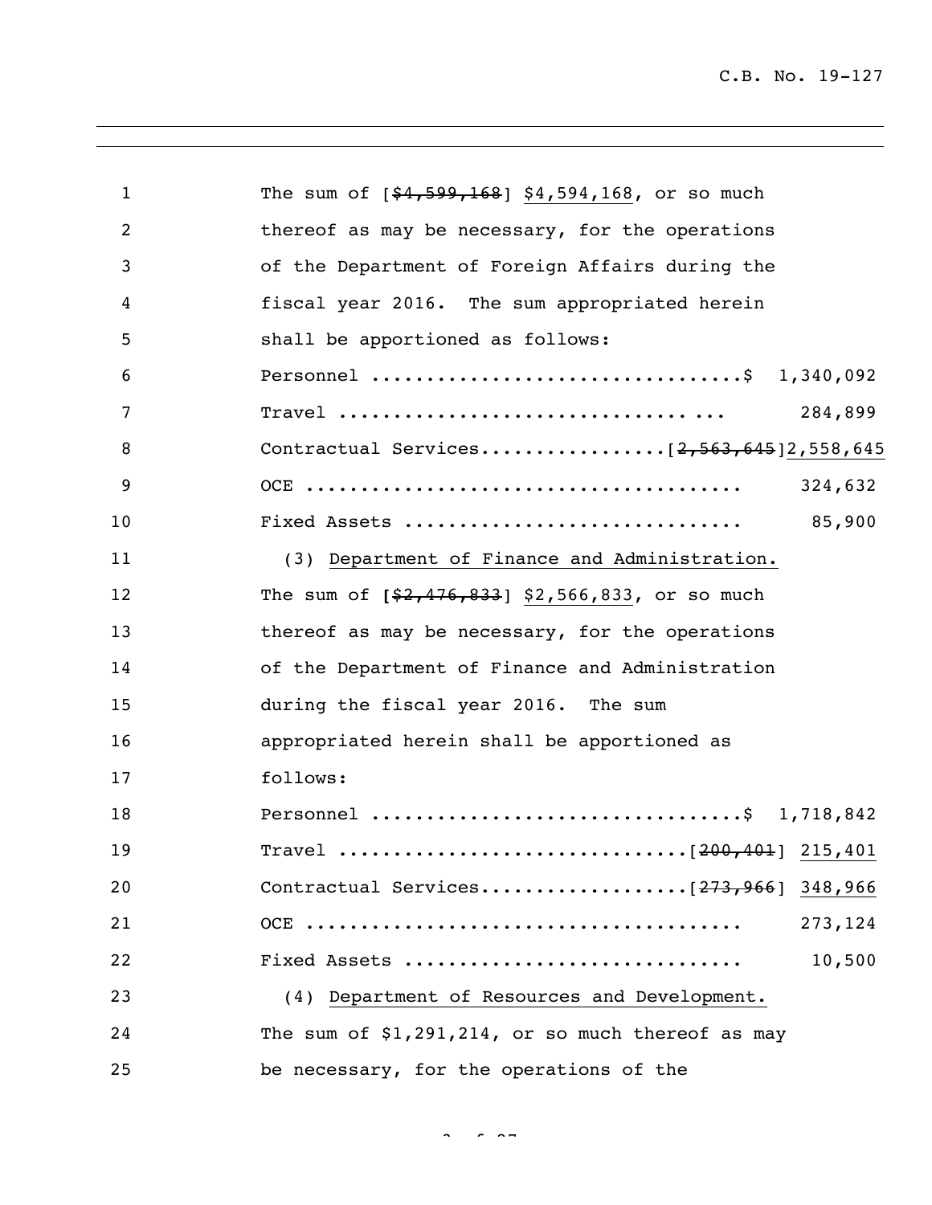The sum of [~~$4,599,168~~] <u>$4,594,168</u>, or so much thereof as may be necessary, for the operations of the Department of Foreign Affairs during the fiscal year 2016. The sum appropriated herein shall be apportioned as follows:

| | |
|---|---|
| Personnel | $ 1,340,092 |
| Travel | 284,899 |
| Contractual Services | [~~2,563,645~~]<u>2,558,645</u> |
| OCE | 324,632 |
| Fixed Assets | 85,900 |

(3) <u>Department of Finance and Administration.</u> The sum of [~~$2,476,833~~] <u>$2,566,833</u>, or so much thereof as may be necessary, for the operations of the Department of Finance and Administration during the fiscal year 2016. The sum appropriated herein shall be apportioned as follows:

| | |
|---|---|
| Personnel | $ 1,718,842 |
| Travel | [~~200,401~~] <u>215,401</u> |
| Contractual Services | [~~273,966~~] <u>348,966</u> |
| OCE | 273,124 |
| Fixed Assets | 10,500 |

(4) <u>Department of Resources and Development.</u> The sum of $1,291,214, or so much thereof as may be necessary, for the operations of the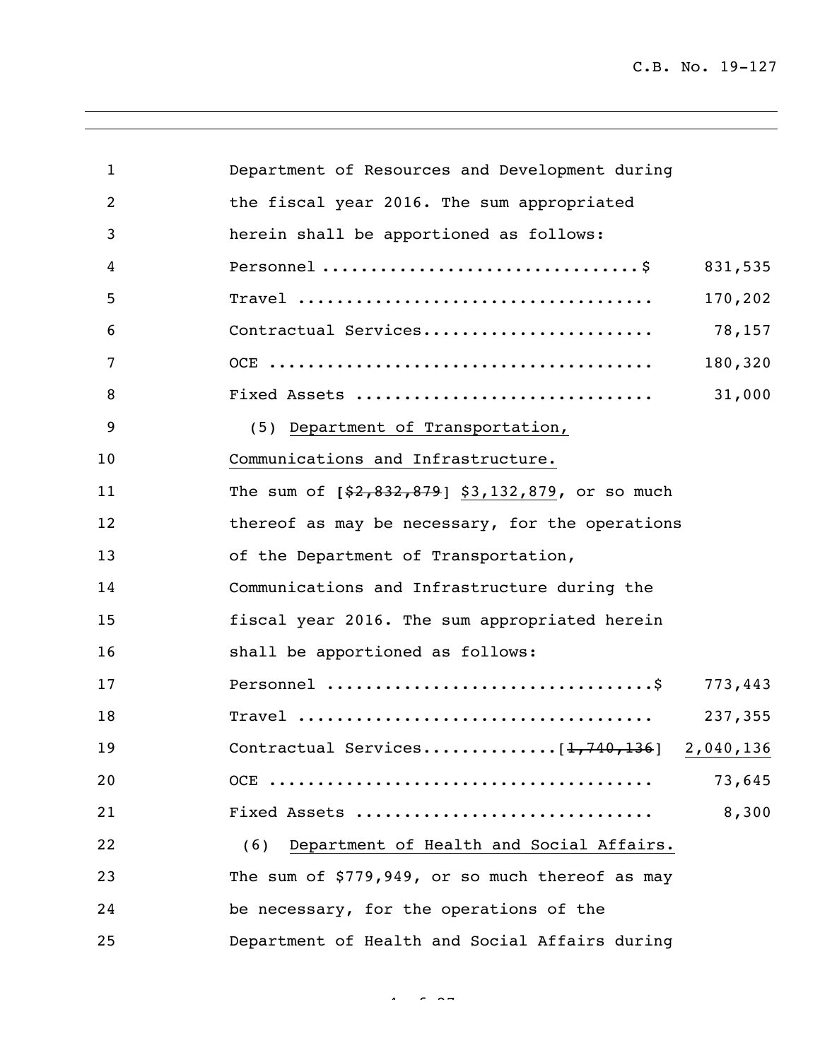Department of Resources and Development during the fiscal year 2016. The sum appropriated herein shall be apportioned as follows:

| | |
|---|---|
| Personnel ................................$ | 831,535 |
| Travel .................................... | 170,202 |
| Contractual Services........................ | 78,157 |
| OCE ....................................... | 180,320 |
| Fixed Assets .............................. | 31,000 |

(5) Department of Transportation, Communications and Infrastructure. The sum of [~~$2,832,879~~] $3,132,879, or so much thereof as may be necessary, for the operations of the Department of Transportation, Communications and Infrastructure during the fiscal year 2016. The sum appropriated herein shall be apportioned as follows:

| | |
|---|---|
| Personnel ................................$ | 773,443 |
| Travel .................................... | 237,355 |
| Contractual Services.............[~~1,740,136~~] | 2,040,136 |
| OCE ....................................... | 73,645 |
| Fixed Assets .............................. | 8,300 |

(6) Department of Health and Social Affairs. The sum of $779,949, or so much thereof as may be necessary, for the operations of the Department of Health and Social Affairs during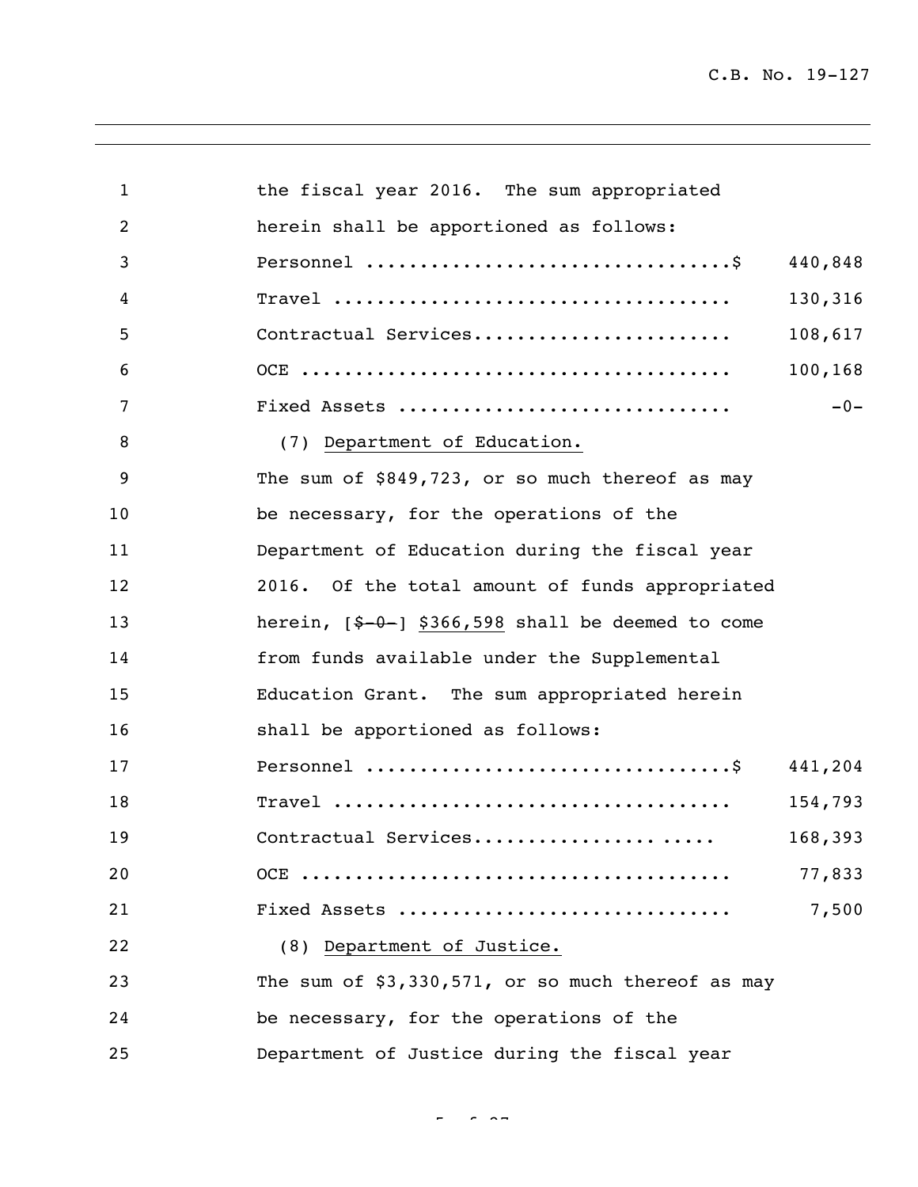the fiscal year 2016. The sum appropriated herein shall be apportioned as follows:

| | |
|---|---|
| Personnel ................................$ | 440,848 |
| Travel .................................... | 130,316 |
| Contractual Services....................... | 108,617 |
| OCE ....................................... | 100,168 |
| Fixed Assets .............................. | -0- |

(7) Department of Education.

The sum of $849,723, or so much thereof as may be necessary, for the operations of the Department of Education during the fiscal year 2016. Of the total amount of funds appropriated herein, [~~$-0-~~] $366,598 shall be deemed to come from funds available under the Supplemental Education Grant. The sum appropriated herein shall be apportioned as follows:

| | |
|---|---|
| Personnel ................................$ | 441,204 |
| Travel .................................... | 154,793 |
| Contractual Services....................... | 168,393 |
| OCE ....................................... | 77,833 |
| Fixed Assets .............................. | 7,500 |

(8) Department of Justice.

The sum of $3,330,571, or so much thereof as may be necessary, for the operations of the Department of Justice during the fiscal year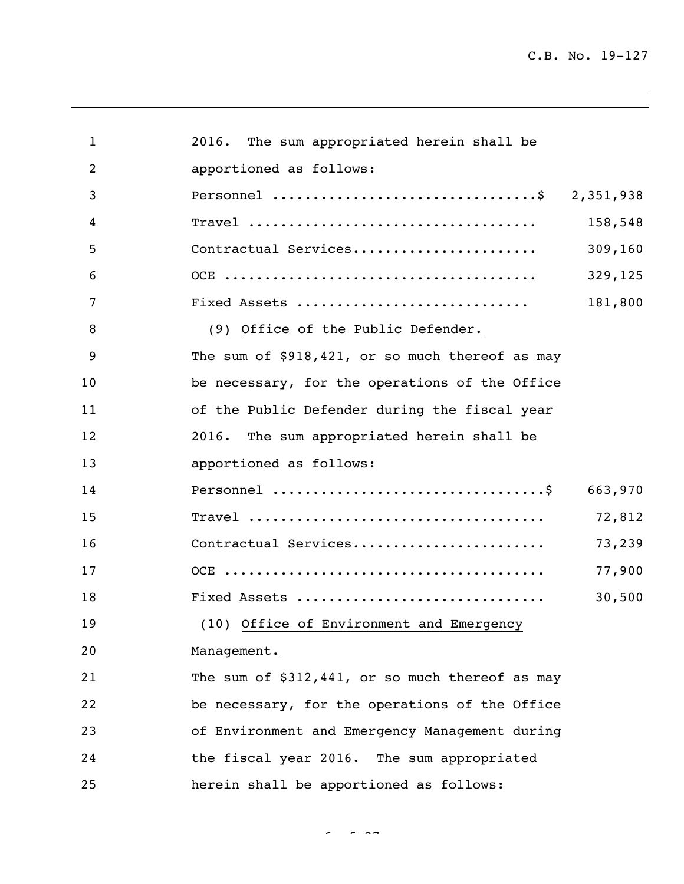2016. The sum appropriated herein shall be apportioned as follows:

| Item | Amount |
|---|---|
| Personnel | $ 2,351,938 |
| Travel | 158,548 |
| Contractual Services | 309,160 |
| OCE | 329,125 |
| Fixed Assets | 181,800 |

(9) Office of the Public Defender.

The sum of $918,421, or so much thereof as may be necessary, for the operations of the Office of the Public Defender during the fiscal year 2016. The sum appropriated herein shall be apportioned as follows:

| Item | Amount |
|---|---|
| Personnel | $ 663,970 |
| Travel | 72,812 |
| Contractual Services | 73,239 |
| OCE | 77,900 |
| Fixed Assets | 30,500 |

(10) Office of Environment and Emergency Management.

The sum of $312,441, or so much thereof as may be necessary, for the operations of the Office of Environment and Emergency Management during the fiscal year 2016. The sum appropriated herein shall be apportioned as follows: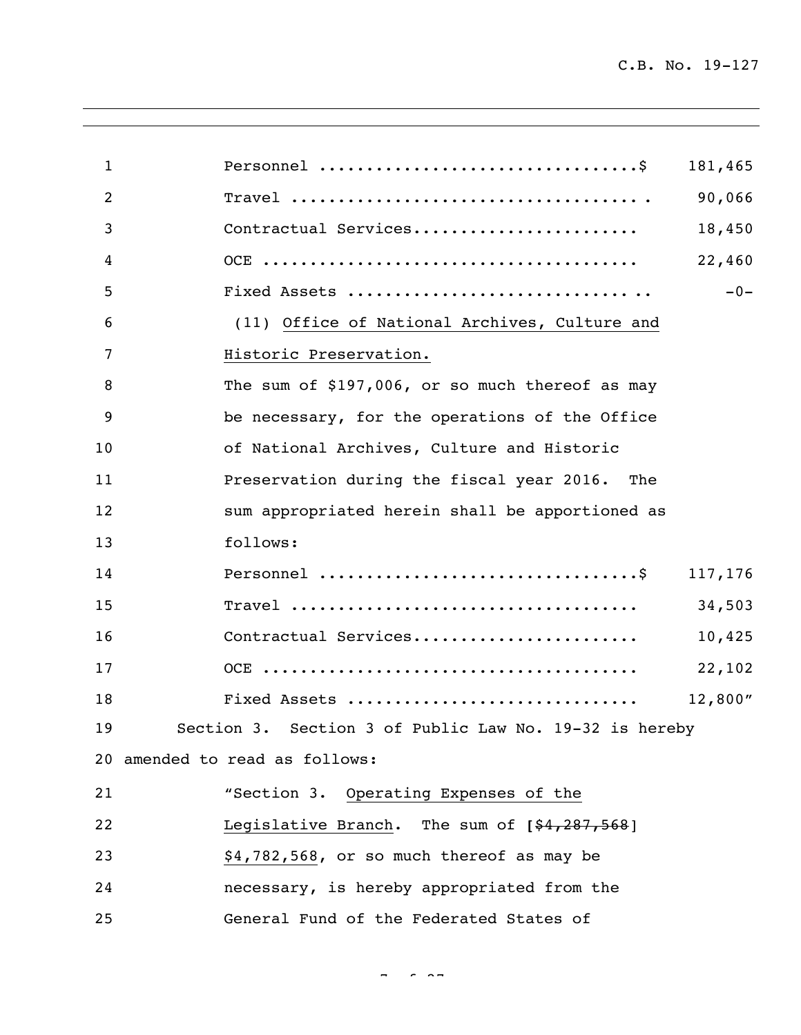| | |
|---|---|
| Personnel ................................$ | 181,465 |
| Travel .................................... | 90,066 |
| Contractual Services....................... | 18,450 |
| OCE ....................................... | 22,460 |
| Fixed Assets .............................. | -0- |

(11) Office of National Archives, Culture and Historic Preservation.

The sum of $197,006, or so much thereof as may be necessary, for the operations of the Office of National Archives, Culture and Historic Preservation during the fiscal year 2016. The sum appropriated herein shall be apportioned as follows:

| | |
|---|---|
| Personnel ................................$ | 117,176 |
| Travel .................................... | 34,503 |
| Contractual Services....................... | 10,425 |
| OCE ....................................... | 22,102 |
| Fixed Assets .............................. | 12,800" |

Section 3. Section 3 of Public Law No. 19-32 is hereby amended to read as follows:

"Section 3. Operating Expenses of the Legislative Branch. The sum of [~~$4,287,568~~] $4,782,568, or so much thereof as may be necessary, is hereby appropriated from the General Fund of the Federated States of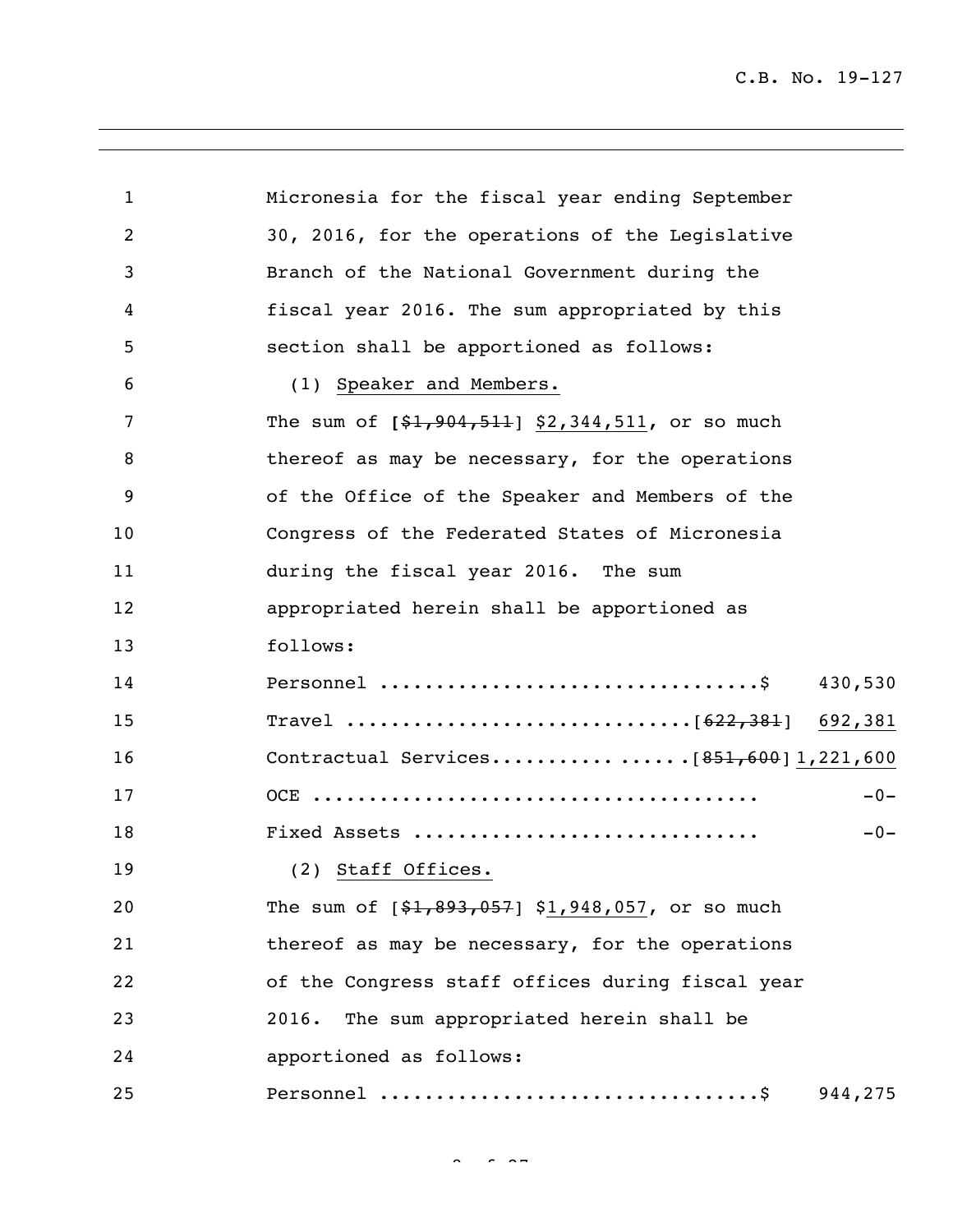Micronesia for the fiscal year ending September 30, 2016, for the operations of the Legislative Branch of the National Government during the fiscal year 2016. The sum appropriated by this section shall be apportioned as follows:

(1) Speaker and Members.

The sum of [~~$1,904,511~~] $2,344,511, or so much thereof as may be necessary, for the operations of the Office of the Speaker and Members of the Congress of the Federated States of Micronesia during the fiscal year 2016. The sum appropriated herein shall be apportioned as follows:

| | |
|---|---|
| Personnel ................................$ | 430,530 |
| Travel ..............................[~~622,381~~] | 692,381 |
| Contractual Services................[~~851,600~~] | 1,221,600 |
| OCE ...................................... | -0- |
| Fixed Assets ............................. | -0- |

(2) Staff Offices.

The sum of [~~$1,893,057~~] $1,948,057, or so much thereof as may be necessary, for the operations of the Congress staff offices during fiscal year 2016. The sum appropriated herein shall be apportioned as follows:

| | |
|---|---|
| Personnel ................................$ | 944,275 |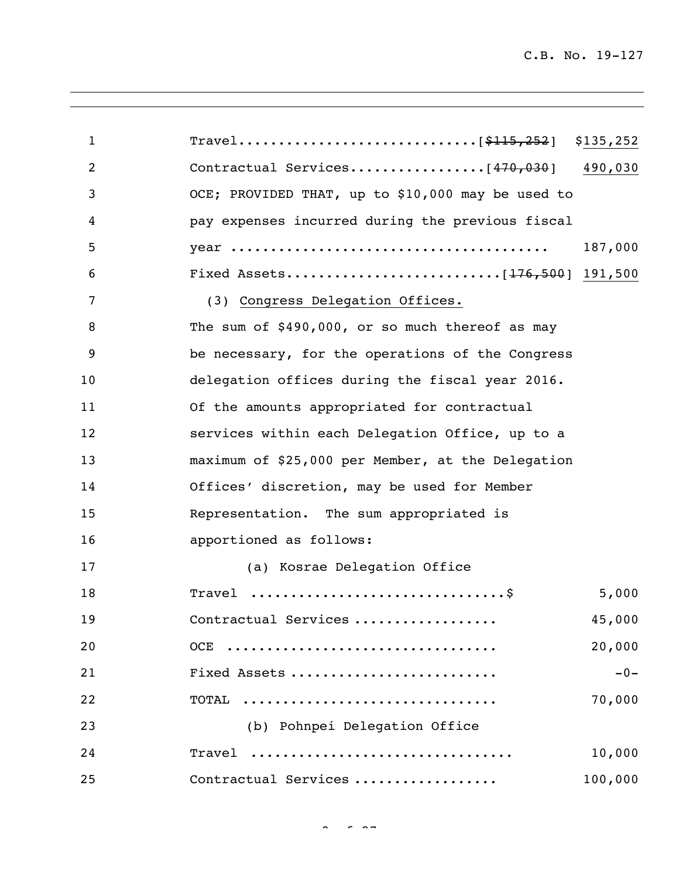Travel............................[~~$115,252~~] $<u>135,252</u>

Contractual Services................[~~470,030~~] <u>490,030</u>

OCE; PROVIDED THAT, up to $10,000 may be used to pay expenses incurred during the previous fiscal year ....................................... 187,000

Fixed Assets..........................[~~176,500~~] <u>191,500</u>

(3) <u>Congress Delegation Offices.</u>

The sum of $490,000, or so much thereof as may be necessary, for the operations of the Congress delegation offices during the fiscal year 2016. Of the amounts appropriated for contractual services within each Delegation Office, up to a maximum of $25,000 per Member, at the Delegation Offices' discretion, may be used for Member Representation. The sum appropriated is apportioned as follows:

(a) Kosrae Delegation Office

| | |
|---|---|
| Travel ..............................$ | 5,000 |
| Contractual Services ................. | 45,000 |
| OCE ................................ | 20,000 |
| Fixed Assets ........................ | -0- |
| TOTAL .............................. | 70,000 |

(b) Pohnpei Delegation Office

| | |
|---|---|
| Travel ................................ | 10,000 |
| Contractual Services ................. | 100,000 |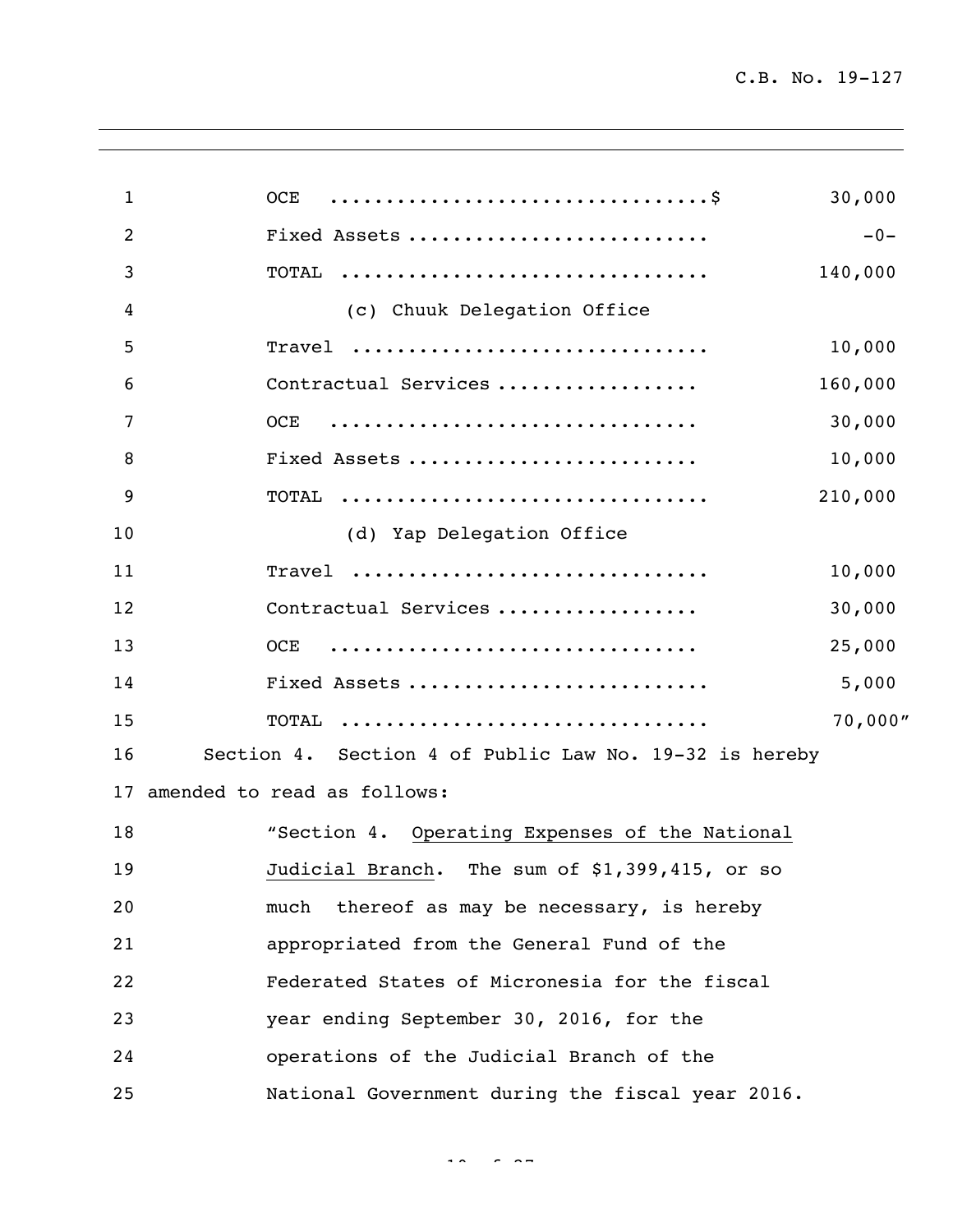| | |
|---|---|
| OCE ..................................$ | 30,000 |
| Fixed Assets .......................... | -0- |
| TOTAL ................................ | 140,000 |

(c) Chuuk Delegation Office

| | |
|---|---|
| Travel ................................ | 10,000 |
| Contractual Services .................. | 160,000 |
| OCE ................................ | 30,000 |
| Fixed Assets .......................... | 10,000 |
| TOTAL ................................ | 210,000 |

(d) Yap Delegation Office

| | |
|---|---|
| Travel ................................ | 10,000 |
| Contractual Services .................. | 30,000 |
| OCE ................................ | 25,000 |
| Fixed Assets .......................... | 5,000 |
| TOTAL ................................ | 70,000” |

Section 4. Section 4 of Public Law No. 19-32 is hereby amended to read as follows:

“Section 4. Operating Expenses of the National Judicial Branch. The sum of $1,399,415, or so much thereof as may be necessary, is hereby appropriated from the General Fund of the Federated States of Micronesia for the fiscal year ending September 30, 2016, for the operations of the Judicial Branch of the National Government during the fiscal year 2016.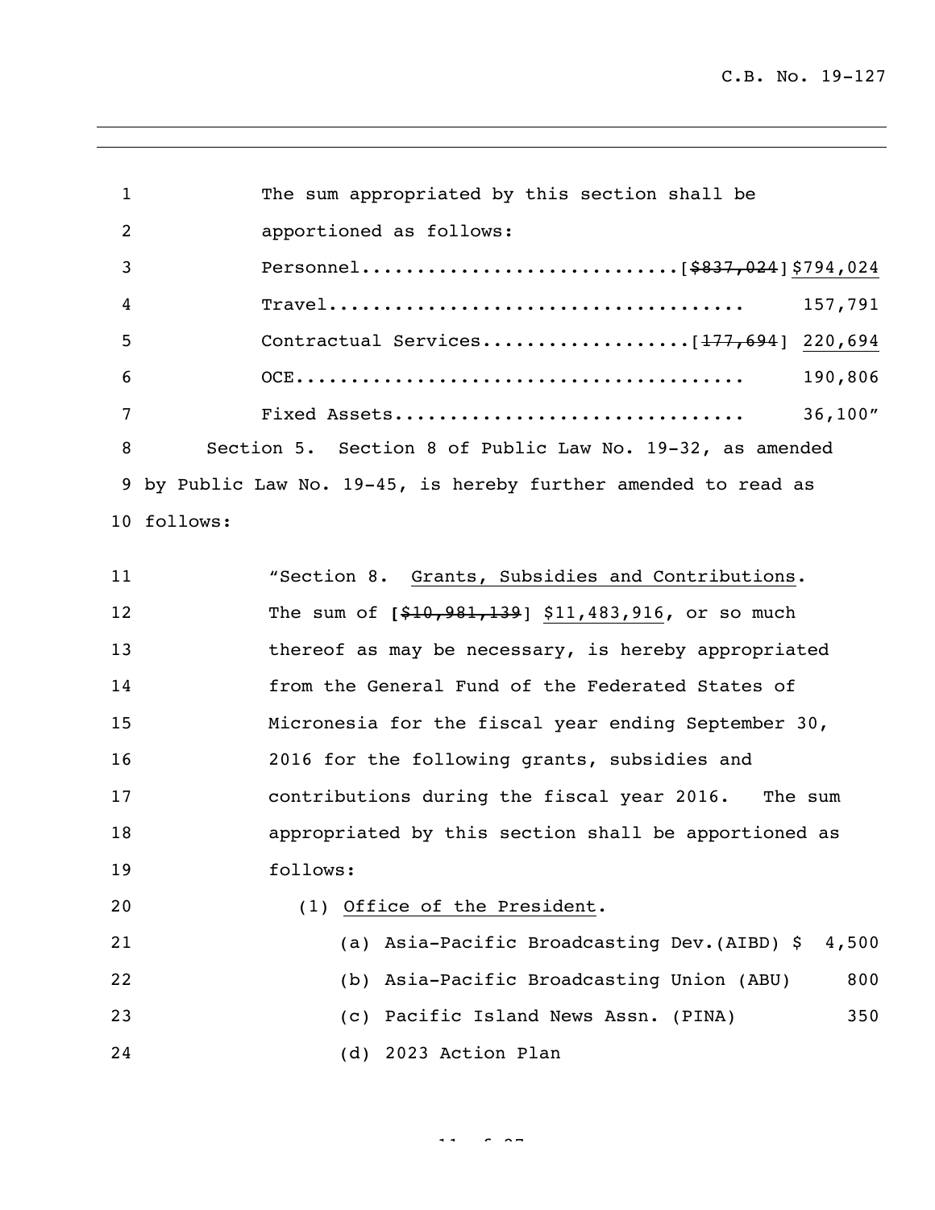The sum appropriated by this section shall be apportioned as follows:

| | |
|---|---|
| Personnel............................ | [~~$837,024~~] <u>$794,024</u> |
| Travel...................................... | 157,791 |
| Contractual Services.................. | [~~177,694~~] <u>220,694</u> |
| OCE........................................ | 190,806 |
| Fixed Assets............................... | 36,100" |

Section 5. Section 8 of Public Law No. 19-32, as amended by Public Law No. 19-45, is hereby further amended to read as follows:

"Section 8. <u>Grants, Subsidies and Contributions</u>. The sum of **[**~~$10,981,139~~] <u>$11,483,916</u>, or so much thereof as may be necessary, is hereby appropriated from the General Fund of the Federated States of Micronesia for the fiscal year ending September 30, 2016 for the following grants, subsidies and contributions during the fiscal year 2016. The sum appropriated by this section shall be apportioned as follows:

(1) <u>Office of the President</u>.

| | |
|---|---|
| (a) Asia-Pacific Broadcasting Dev.(AIBD) | $ 4,500 |
| (b) Asia-Pacific Broadcasting Union (ABU) | 800 |
| (c) Pacific Island News Assn. (PINA) | 350 |
| (d) 2023 Action Plan | |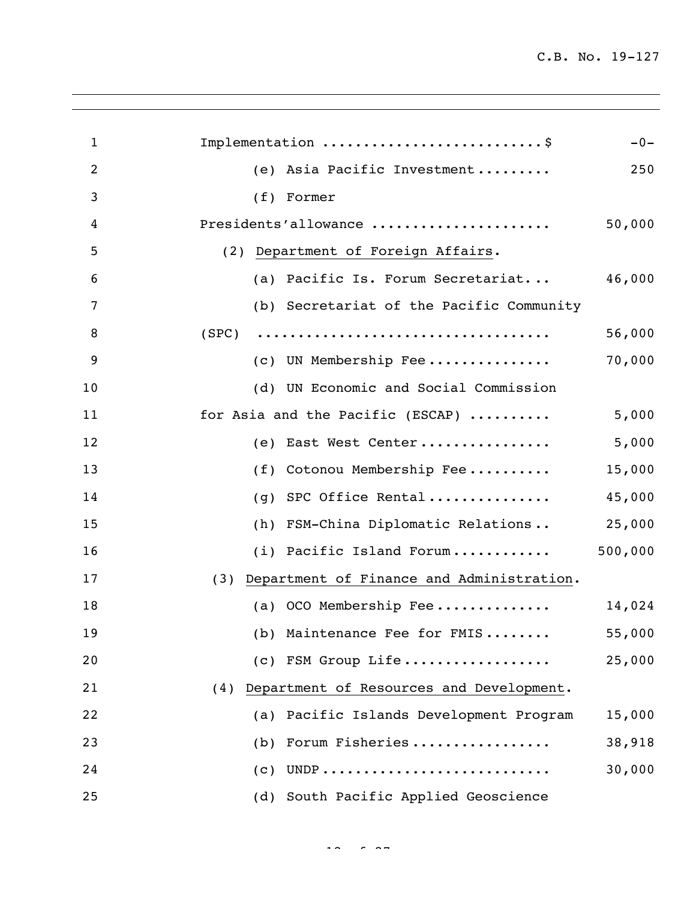Implementation ..........................$ -0-

(e) Asia Pacific Investment......... 250

(f) Former Presidents'allowance ..................... 50,000

(2) Department of Foreign Affairs.

(a) Pacific Is. Forum Secretariat... 46,000

(b) Secretariat of the Pacific Community (SPC) .................................. 56,000

(c) UN Membership Fee............... 70,000

(d) UN Economic and Social Commission for Asia and the Pacific (ESCAP) .......... 5,000

(e) East West Center................ 5,000

(f) Cotonou Membership Fee.......... 15,000

(g) SPC Office Rental............... 45,000

(h) FSM-China Diplomatic Relations.. 25,000

(i) Pacific Island Forum............ 500,000

(3) Department of Finance and Administration.

(a) OCO Membership Fee............. 14,024

(b) Maintenance Fee for FMIS........ 55,000

(c) FSM Group Life.................. 25,000

(4) Department of Resources and Development.

(a) Pacific Islands Development Program 15,000

(b) Forum Fisheries................ 38,918

(c) UNDP........................... 30,000

(d) South Pacific Applied Geoscience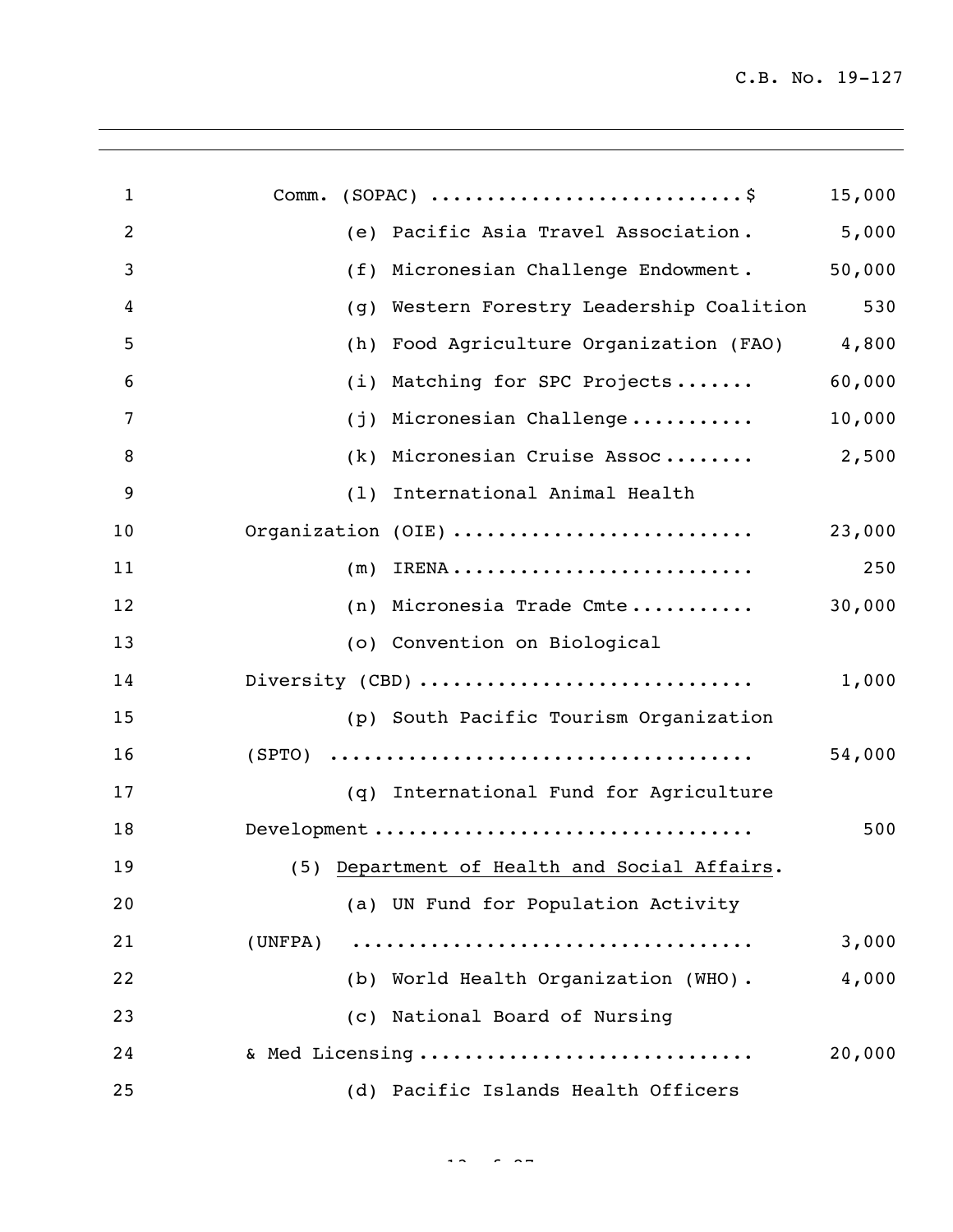Comm. (SOPAC) ...........................$ 15,000

(e) Pacific Asia Travel Association. 5,000

(f) Micronesian Challenge Endowment. 50,000

(g) Western Forestry Leadership Coalition 530

(h) Food Agriculture Organization (FAO) 4,800

(i) Matching for SPC Projects....... 60,000

(j) Micronesian Challenge........... 10,000

(k) Micronesian Cruise Assoc........ 2,500

(l) International Animal Health Organization (OIE).......................... 23,000

(m) IRENA.......................... 250

(n) Micronesia Trade Cmte........... 30,000

(o) Convention on Biological Diversity (CBD)............................ 1,000

(p) South Pacific Tourism Organization (SPTO) ..................................... 54,000

(q) International Fund for Agriculture Development................................ 500

(5) Department of Health and Social Affairs.

(a) UN Fund for Population Activity (UNFPA) .................................. 3,000

(b) World Health Organization (WHO). 4,000

(c) National Board of Nursing & Med Licensing............................ 20,000

(d) Pacific Islands Health Officers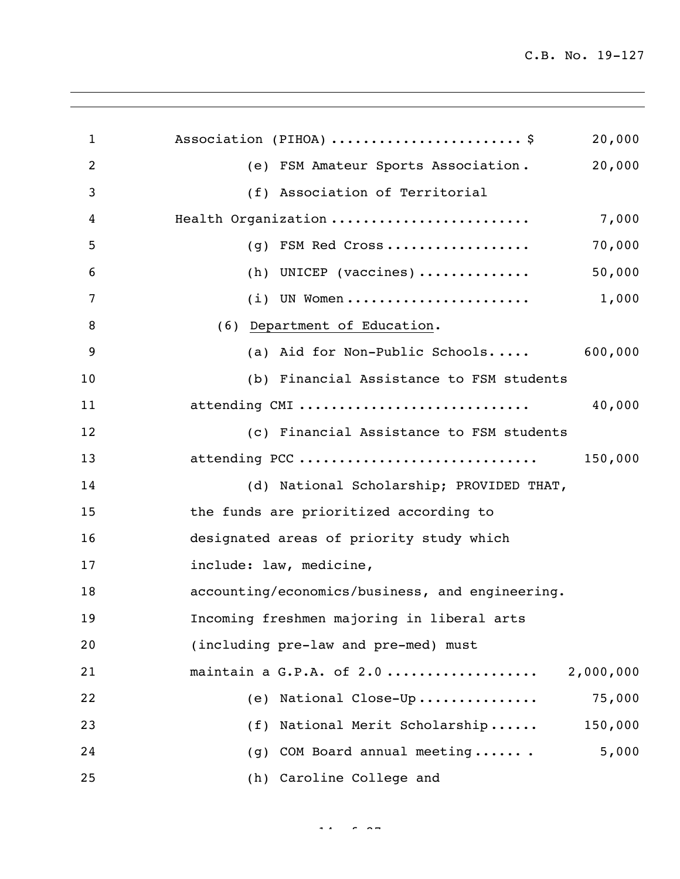Association (PIHOA) ....................... $ 20,000

(e) FSM Amateur Sports Association . 20,000

(f) Association of Territorial Health Organization ........................ 7,000

(g) FSM Red Cross .................. 70,000

(h) UNICEP (vaccines) ............. 50,000

(i) UN Women ...................... 1,000

(6) Department of Education.

(a) Aid for Non-Public Schools..... 600,000

(b) Financial Assistance to FSM students attending CMI ........................... 40,000

(c) Financial Assistance to FSM students attending PCC ............................ 150,000

(d) National Scholarship; PROVIDED THAT, the funds are prioritized according to designated areas of priority study which include: law, medicine, accounting/economics/business, and engineering. Incoming freshmen majoring in liberal arts (including pre-law and pre-med) must maintain a G.P.A. of 2.0 .................. 2,000,000

(e) National Close-Up .............. 75,000

(f) National Merit Scholarship...... 150,000

(g) COM Board annual meeting...... . 5,000

(h) Caroline College and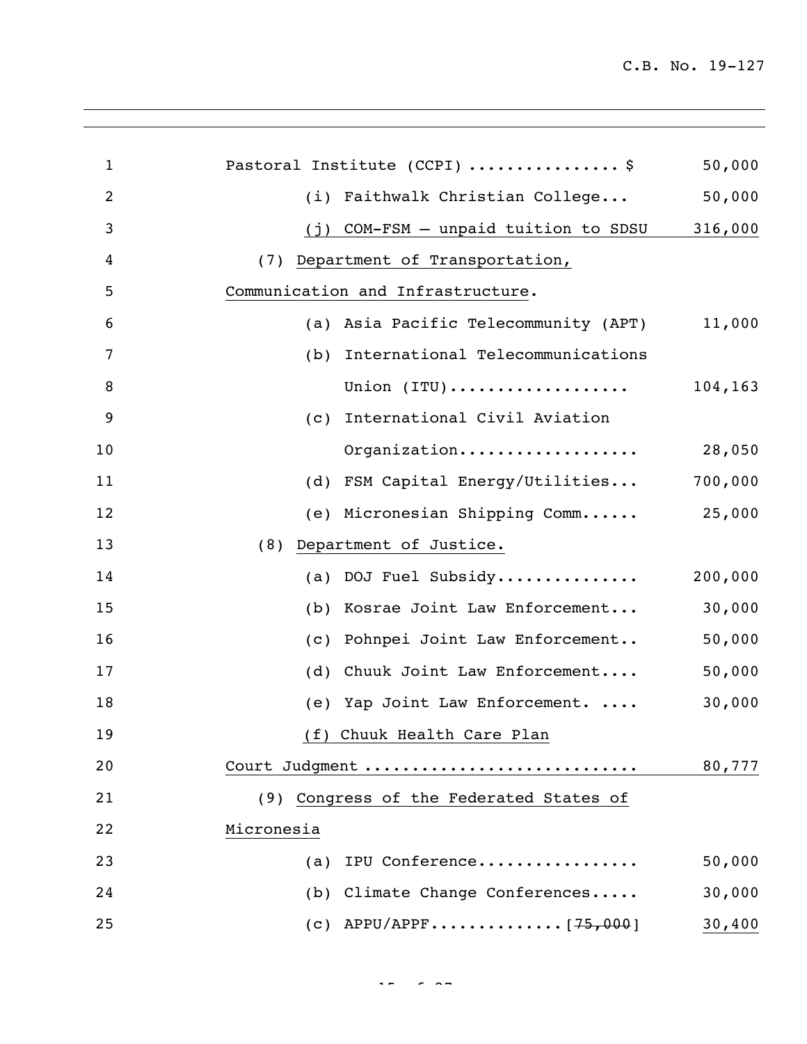Pastoral Institute (CCPI) ............... $ 50,000

(i) Faithwalk Christian College... 50,000

<u>(j) COM-FSM – unpaid tuition to SDSU 316,000</u>

(7) <u>Department of Transportation, Communication and Infrastructure</u>.

(a) Asia Pacific Telecommunity (APT) 11,000

(b) International Telecommunications Union (ITU).................. 104,163

(c) International Civil Aviation Organization.................. 28,050

(d) FSM Capital Energy/Utilities... 700,000

(e) Micronesian Shipping Comm...... 25,000

(8) <u>Department of Justice.</u>

(a) DOJ Fuel Subsidy.............. 200,000

(b) Kosrae Joint Law Enforcement... 30,000

(c) Pohnpei Joint Law Enforcement.. 50,000

(d) Chuuk Joint Law Enforcement.... 50,000

(e) Yap Joint Law Enforcement. .... 30,000

<u>(f) Chuuk Health Care Plan Court Judgment ........................... 80,777</u>

(9) <u>Congress of the Federated States of Micronesia</u>

(a) IPU Conference................ 50,000

(b) Climate Change Conferences..... 30,000

(c) APPU/APPF.............[~~75,000~~] <u>30,400</u>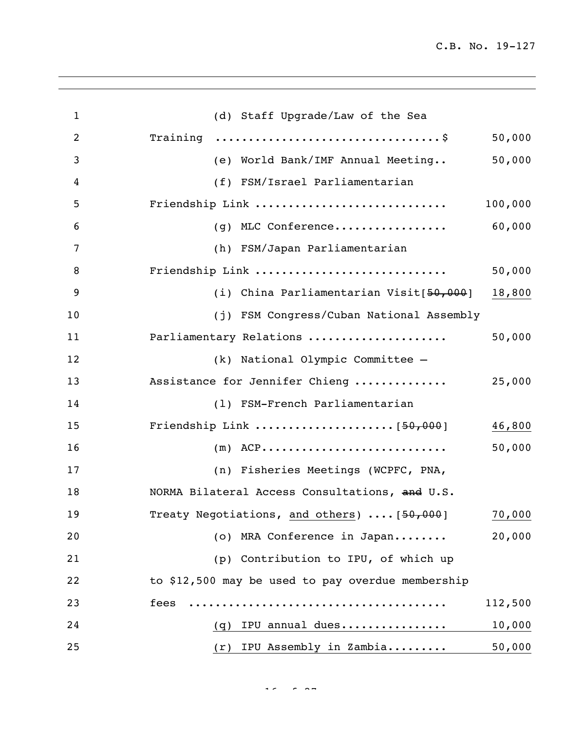(d) Staff Upgrade/Law of the Sea Training ..................................$ 50,000

(e) World Bank/IMF Annual Meeting.. 50,000

(f) FSM/Israel Parliamentarian Friendship Link ............................ 100,000

(g) MLC Conference................. 60,000

(h) FSM/Japan Parliamentarian Friendship Link ............................ 50,000

(i) China Parliamentarian Visit[~~50,000~~] <u>18,800</u>

(j) FSM Congress/Cuban National Assembly Parliamentary Relations .................... 50,000

(k) National Olympic Committee – Assistance for Jennifer Chieng ............. 25,000

(l) FSM-French Parliamentarian Friendship Link ....................[~~50,000~~] <u>46,800</u>

(m) ACP........................... 50,000

(n) Fisheries Meetings (WCPFC, PNA, NORMA Bilateral Access Consultations, ~~and~~ U.S. Treaty Negotiations, <u>and others</u>) ....[~~50,000~~] <u>70,000</u>

(o) MRA Conference in Japan........ 20,000

(p) Contribution to IPU, of which up to $12,500 may be used to pay overdue membership fees ...................................... 112,500

<u>(q) IPU annual dues................ 10,000</u>

<u>(r) IPU Assembly in Zambia......... 50,000</u>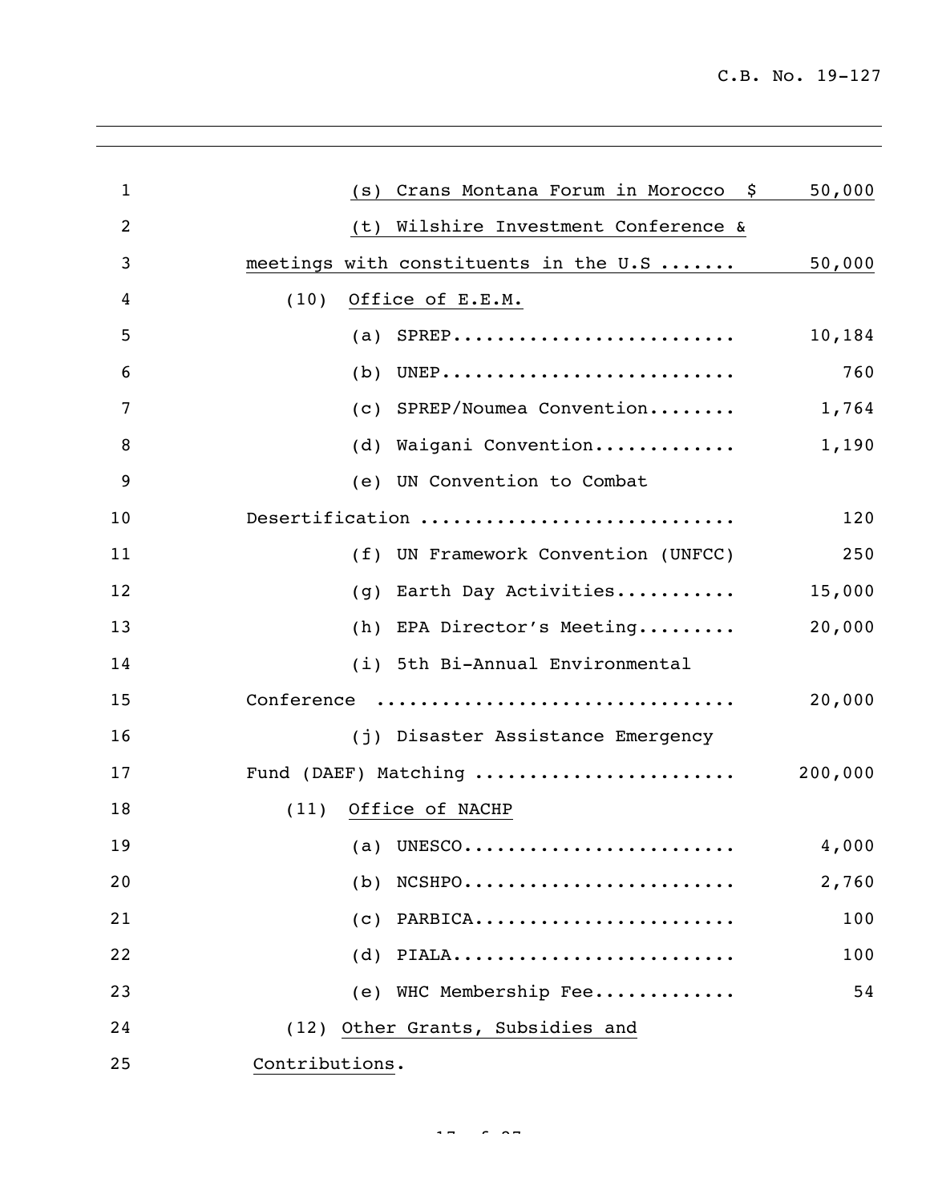(s) Crans Montana Forum in Morocco $ 50,000

(t) Wilshire Investment Conference & meetings with constituents in the U.S ....... 50,000

(10) Office of E.E.M.

(a) SPREP.......................... 10,184

(b) UNEP.......................... 760

(c) SPREP/Noumea Convention........ 1,764

(d) Waigani Convention............. 1,190

(e) UN Convention to Combat Desertification ............................ 120

(f) UN Framework Convention (UNFCC) 250

(g) Earth Day Activities........... 15,000

(h) EPA Director's Meeting......... 20,000

(i) 5th Bi-Annual Environmental Conference ................................ 20,000

(j) Disaster Assistance Emergency Fund (DAEF) Matching ....................... 200,000

(11) Office of NACHP

(a) UNESCO......................... 4,000

(b) NCSHPO......................... 2,760

(c) PARBICA........................ 100

(d) PIALA.......................... 100

(e) WHC Membership Fee............. 54

(12) Other Grants, Subsidies and Contributions.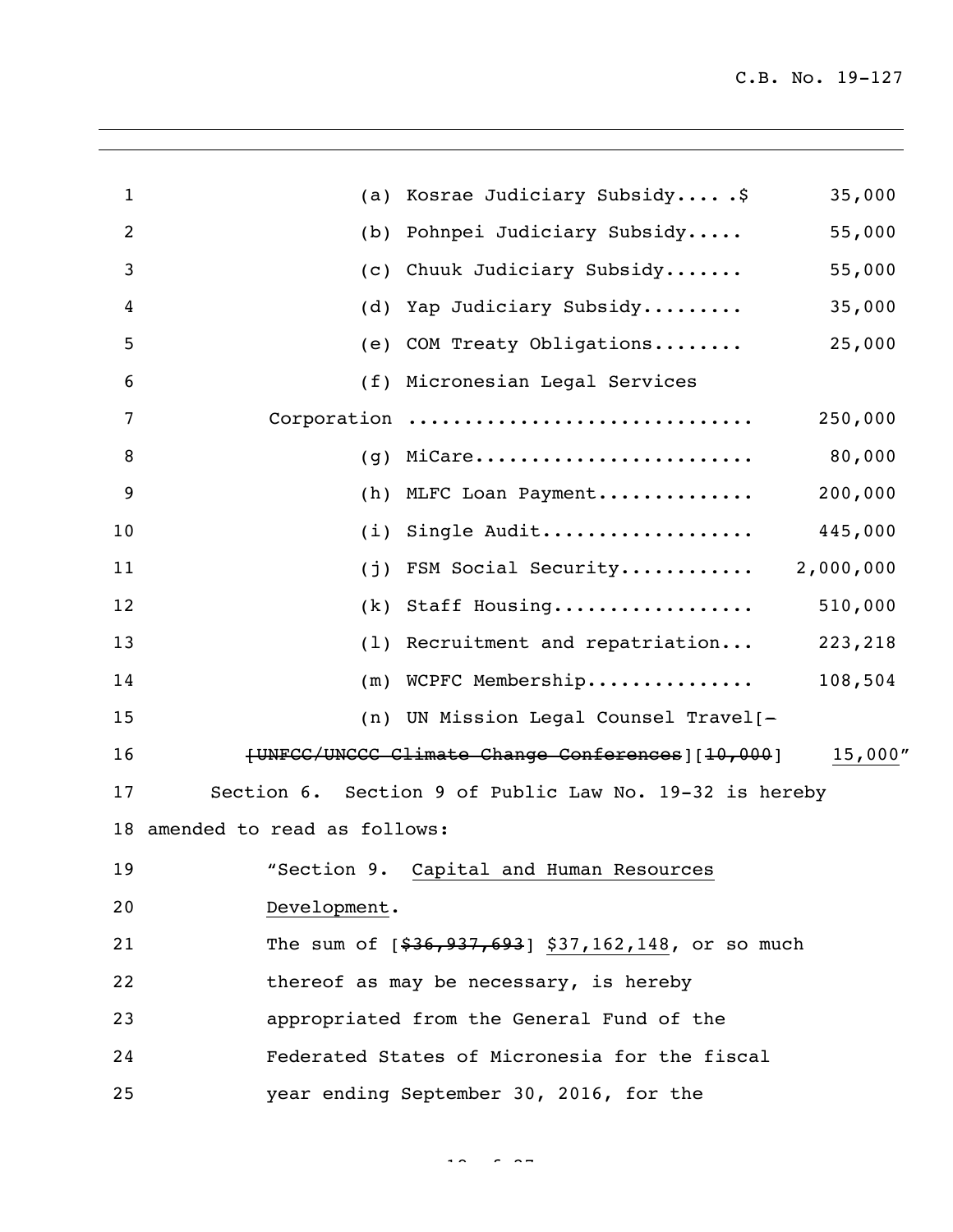(a) Kosrae Judiciary Subsidy..... .$ 35,000

(b) Pohnpei Judiciary Subsidy..... 55,000

(c) Chuuk Judiciary Subsidy....... 55,000

(d) Yap Judiciary Subsidy......... 35,000

(e) COM Treaty Obligations........ 25,000

(f) Micronesian Legal Services Corporation .............................. 250,000

(g) MiCare......................... 80,000

(h) MLFC Loan Payment.............. 200,000

(i) Single Audit................... 445,000

(j) FSM Social Security............ 2,000,000

(k) Staff Housing.................. 510,000

(l) Recruitment and repatriation... 223,218

(m) WCPFC Membership............... 108,504

(n) UN Mission Legal Counsel Travel[-[~~UNFCC/UNCCC Climate Change Conferences~~][~~10,000~~] 15,000"

Section 6. Section 9 of Public Law No. 19-32 is hereby amended to read as follows:

"Section 9. Capital and Human Resources Development.

The sum of [~~$36,937,693~~] $37,162,148, or so much thereof as may be necessary, is hereby appropriated from the General Fund of the Federated States of Micronesia for the fiscal year ending September 30, 2016, for the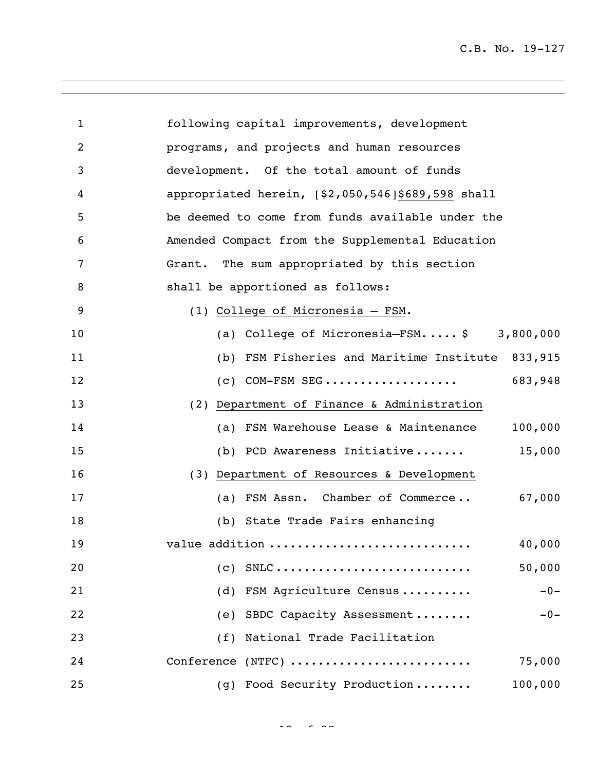following capital improvements, development programs, and projects and human resources development. Of the total amount of funds appropriated herein, [~~$2,050,546~~]<u>$689,598</u> shall be deemed to come from funds available under the Amended Compact from the Supplemental Education Grant. The sum appropriated by this section shall be apportioned as follows:

(1) <u>College of Micronesia – FSM</u>.

| | |
|---|---|
| (a) College of Micronesia–FSM..... $ | 3,800,000 |
| (b) FSM Fisheries and Maritime Institute | 833,915 |
| (c) COM-FSM SEG.................. | 683,948 |

(2) <u>Department of Finance & Administration</u>

| | |
|---|---|
| (a) FSM Warehouse Lease & Maintenance | 100,000 |
| (b) PCD Awareness Initiative....... | 15,000 |

(3) <u>Department of Resources & Development</u>

| | |
|---|---|
| (a) FSM Assn. Chamber of Commerce.. | 67,000 |
| (b) State Trade Fairs enhancing value addition ............................ | 40,000 |
| (c) SNLC........................... | 50,000 |
| (d) FSM Agriculture Census.......... | -0- |
| (e) SBDC Capacity Assessment........ | -0- |
| (f) National Trade Facilitation Conference (NTFC) ......................... | 75,000 |
| (g) Food Security Production........ | 100,000 |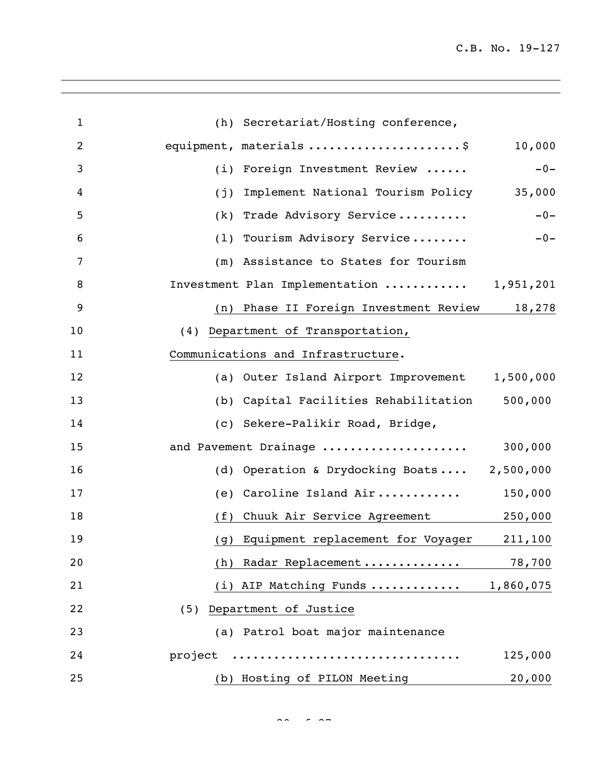(h) Secretariat/Hosting conference, equipment, materials ..................... $ 10,000

(i) Foreign Investment Review ...... -0-

(j) Implement National Tourism Policy 35,000

(k) Trade Advisory Service .......... -0-

(l) Tourism Advisory Service ........ -0-

(m) Assistance to States for Tourism Investment Plan Implementation ........... 1,951,201

(n) Phase II Foreign Investment Review 18,278

(4) Department of Transportation, Communications and Infrastructure.

(a) Outer Island Airport Improvement 1,500,000

(b) Capital Facilities Rehabilitation 500,000

(c) Sekere-Palikir Road, Bridge, and Pavement Drainage .................... 300,000

(d) Operation & Drydocking Boats .... 2,500,000

(e) Caroline Island Air ........... 150,000

(f) Chuuk Air Service Agreement 250,000

(g) Equipment replacement for Voyager 211,100

(h) Radar Replacement ............. 78,700

(i) AIP Matching Funds ............ 1,860,075

(5) Department of Justice

(a) Patrol boat major maintenance project ................................ 125,000

(b) Hosting of PILON Meeting 20,000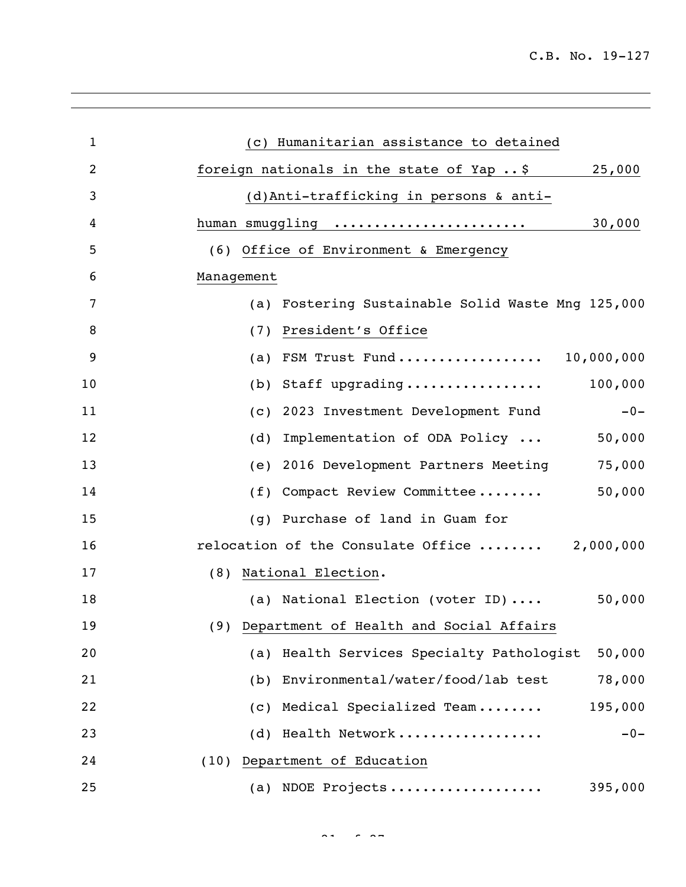(c) Humanitarian assistance to detained foreign nationals in the state of Yap ..$ 25,000

(d)Anti-trafficking in persons & anti-human smuggling ...................... 30,000

(6) Office of Environment & Emergency Management

(a) Fostering Sustainable Solid Waste Mng 125,000

(7) President's Office

(a) FSM Trust Fund.................. 10,000,000

(b) Staff upgrading................. 100,000

(c) 2023 Investment Development Fund -0-

(d) Implementation of ODA Policy ... 50,000

(e) 2016 Development Partners Meeting 75,000

(f) Compact Review Committee........ 50,000

(g) Purchase of land in Guam for relocation of the Consulate Office ........ 2,000,000

(8) National Election.

(a) National Election (voter ID).... 50,000

(9) Department of Health and Social Affairs

(a) Health Services Specialty Pathologist 50,000

(b) Environmental/water/food/lab test 78,000

(c) Medical Specialized Team........ 195,000

(d) Health Network.................. -0-

(10) Department of Education

(a) NDOE Projects.................. 395,000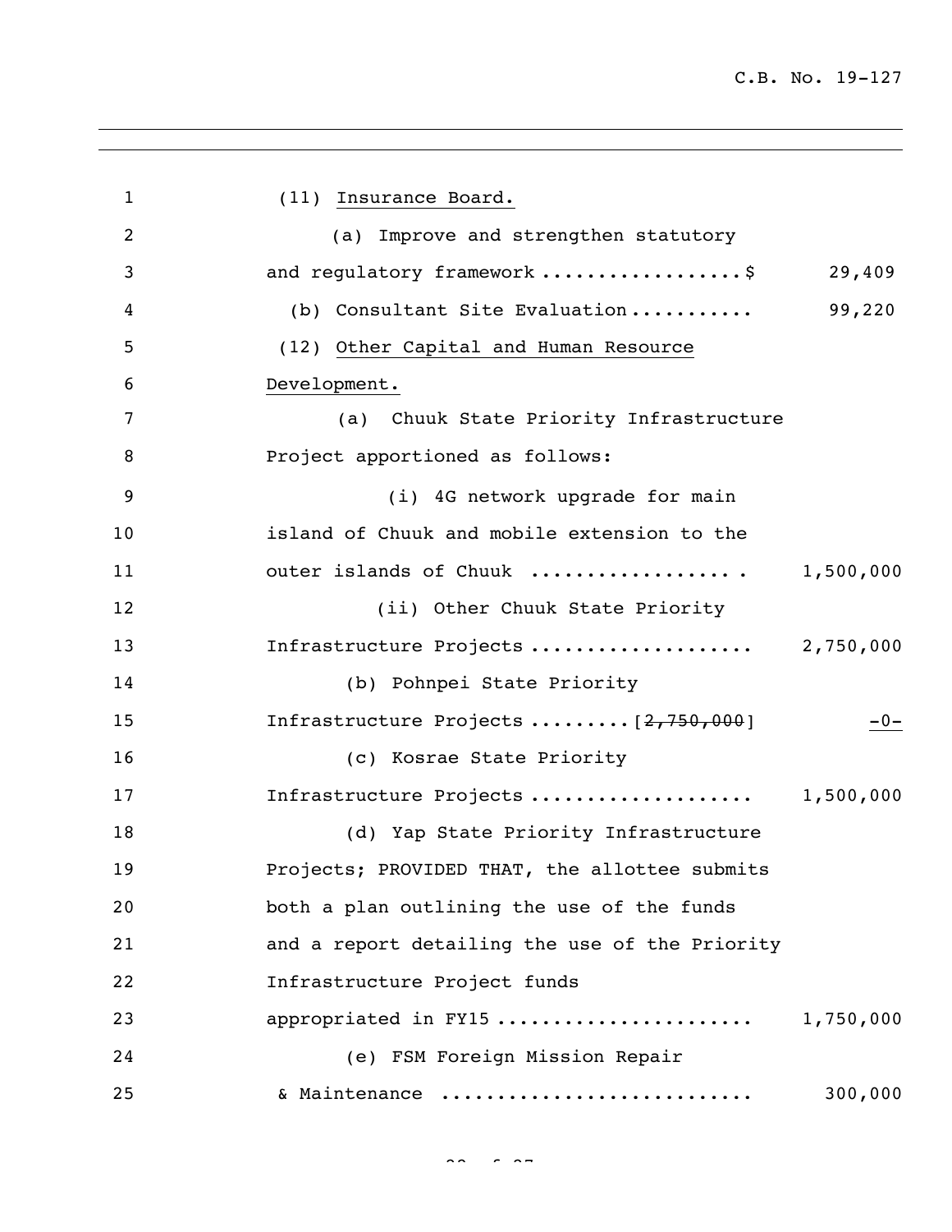(11) Insurance Board.

(a) Improve and strengthen statutory and regulatory framework ..................$ 29,409

(b) Consultant Site Evaluation........... 99,220

(12) Other Capital and Human Resource Development.

(a) Chuuk State Priority Infrastructure Project apportioned as follows:

(i) 4G network upgrade for main island of Chuuk and mobile extension to the outer islands of Chuuk .................. . 1,500,000

(ii) Other Chuuk State Priority Infrastructure Projects ................... 2,750,000

(b) Pohnpei State Priority Infrastructure Projects .........[~~2,750,000~~] -0-

(c) Kosrae State Priority Infrastructure Projects ................... 1,500,000

(d) Yap State Priority Infrastructure Projects; PROVIDED THAT, the allottee submits both a plan outlining the use of the funds and a report detailing the use of the Priority Infrastructure Project funds appropriated in FY15 ...................... 1,750,000

(e) FSM Foreign Mission Repair & Maintenance .......................... 300,000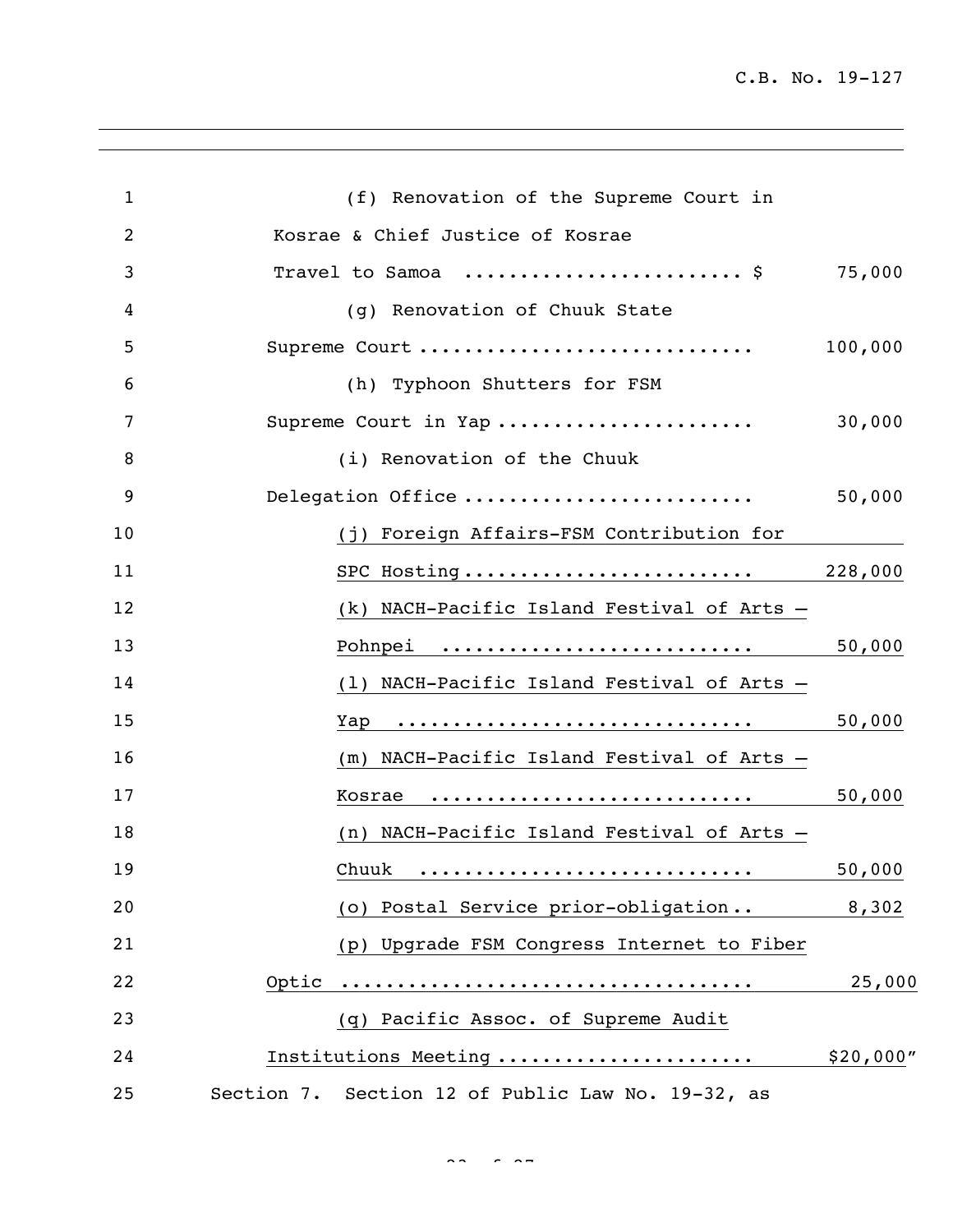(f) Renovation of the Supreme Court in Kosrae & Chief Justice of Kosrae Travel to Samoa ........................ $ 75,000

(g) Renovation of Chuuk State Supreme Court ............................ 100,000

(h) Typhoon Shutters for FSM Supreme Court in Yap ...................... 30,000

(i) Renovation of the Chuuk Delegation Office ......................... 50,000

(j) Foreign Affairs-FSM Contribution for SPC Hosting ........................ 228,000

(k) NACH-Pacific Island Festival of Arts – Pohnpei .......................... 50,000

(l) NACH-Pacific Island Festival of Arts – Yap .............................. 50,000

(m) NACH-Pacific Island Festival of Arts – Kosrae ........................... 50,000

(n) NACH-Pacific Island Festival of Arts – Chuuk ............................ 50,000

(o) Postal Service prior-obligation.. 8,302

(p) Upgrade FSM Congress Internet to Fiber Optic .................................... 25,000

(q) Pacific Assoc. of Supreme Audit Institutions Meeting ...................... $20,000"

Section 7. Section 12 of Public Law No. 19-32, as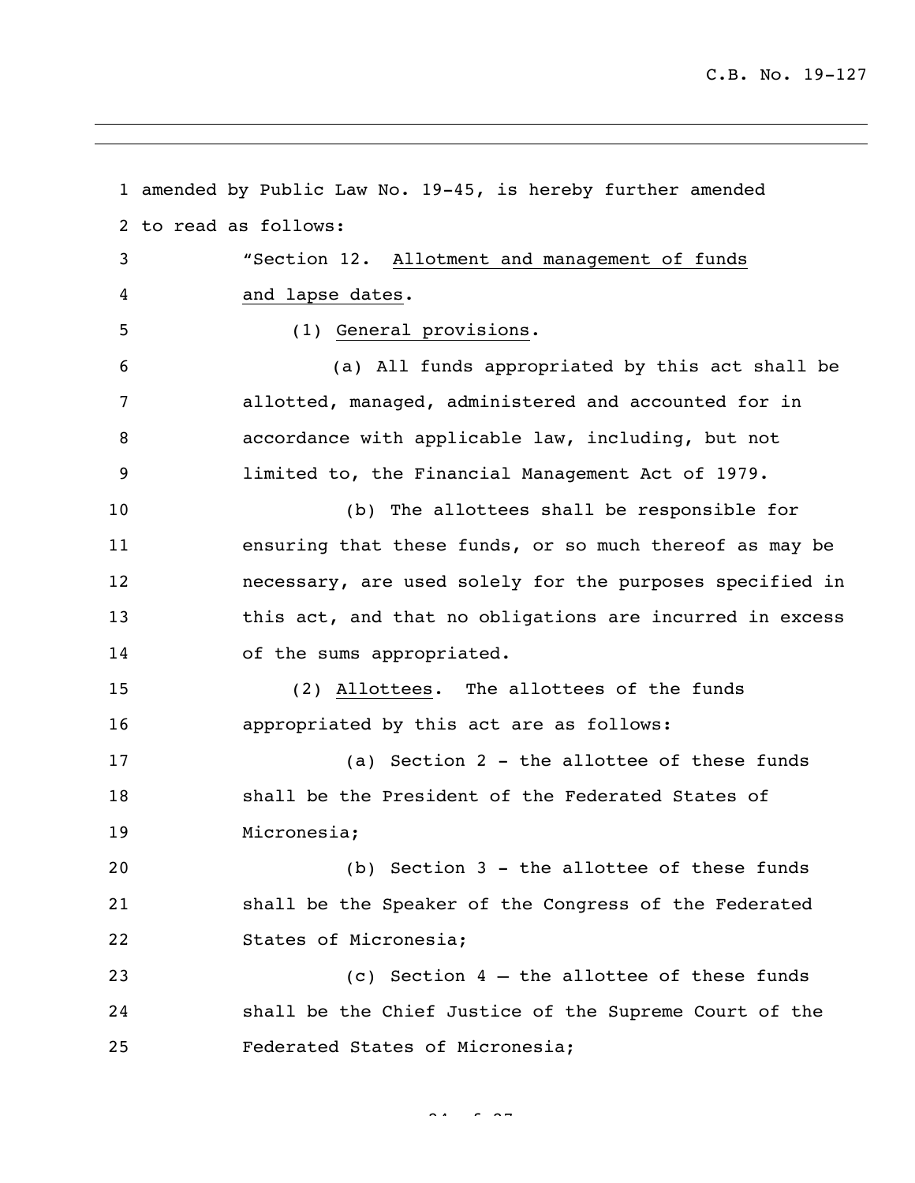amended by Public Law No. 19-45, is hereby further amended to read as follows:

"Section 12. Allotment and management of funds and lapse dates.

(1) General provisions.

(a) All funds appropriated by this act shall be allotted, managed, administered and accounted for in accordance with applicable law, including, but not limited to, the Financial Management Act of 1979.

(b) The allottees shall be responsible for ensuring that these funds, or so much thereof as may be necessary, are used solely for the purposes specified in this act, and that no obligations are incurred in excess of the sums appropriated.

(2) Allottees. The allottees of the funds appropriated by this act are as follows:

(a) Section 2 - the allottee of these funds shall be the President of the Federated States of Micronesia;

(b) Section 3 - the allottee of these funds shall be the Speaker of the Congress of the Federated States of Micronesia;

(c) Section 4 – the allottee of these funds shall be the Chief Justice of the Supreme Court of the Federated States of Micronesia;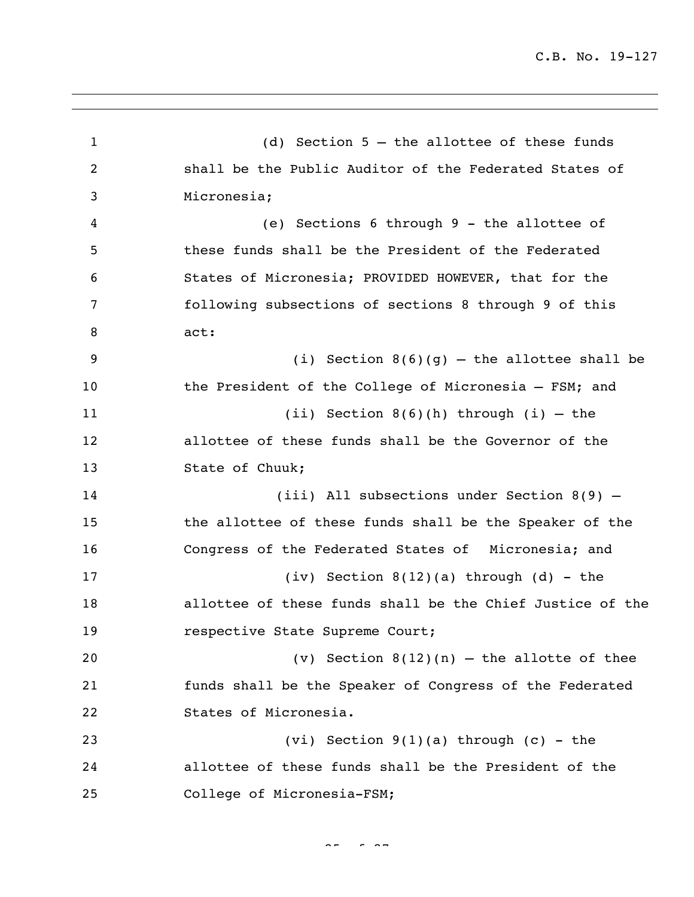(d) Section 5 – the allottee of these funds shall be the Public Auditor of the Federated States of Micronesia;

(e) Sections 6 through 9 - the allottee of these funds shall be the President of the Federated States of Micronesia; PROVIDED HOWEVER, that for the following subsections of sections 8 through 9 of this act:

(i) Section 8(6)(g) – the allottee shall be the President of the College of Micronesia – FSM; and

(ii) Section 8(6)(h) through (i) – the allottee of these funds shall be the Governor of the State of Chuuk;

(iii) All subsections under Section 8(9) – the allottee of these funds shall be the Speaker of the Congress of the Federated States of Micronesia; and

(iv) Section 8(12)(a) through (d) - the allottee of these funds shall be the Chief Justice of the respective State Supreme Court;

(v) Section 8(12)(n) – the allotte of thee funds shall be the Speaker of Congress of the Federated States of Micronesia.

(vi) Section 9(1)(a) through (c) - the allottee of these funds shall be the President of the College of Micronesia-FSM;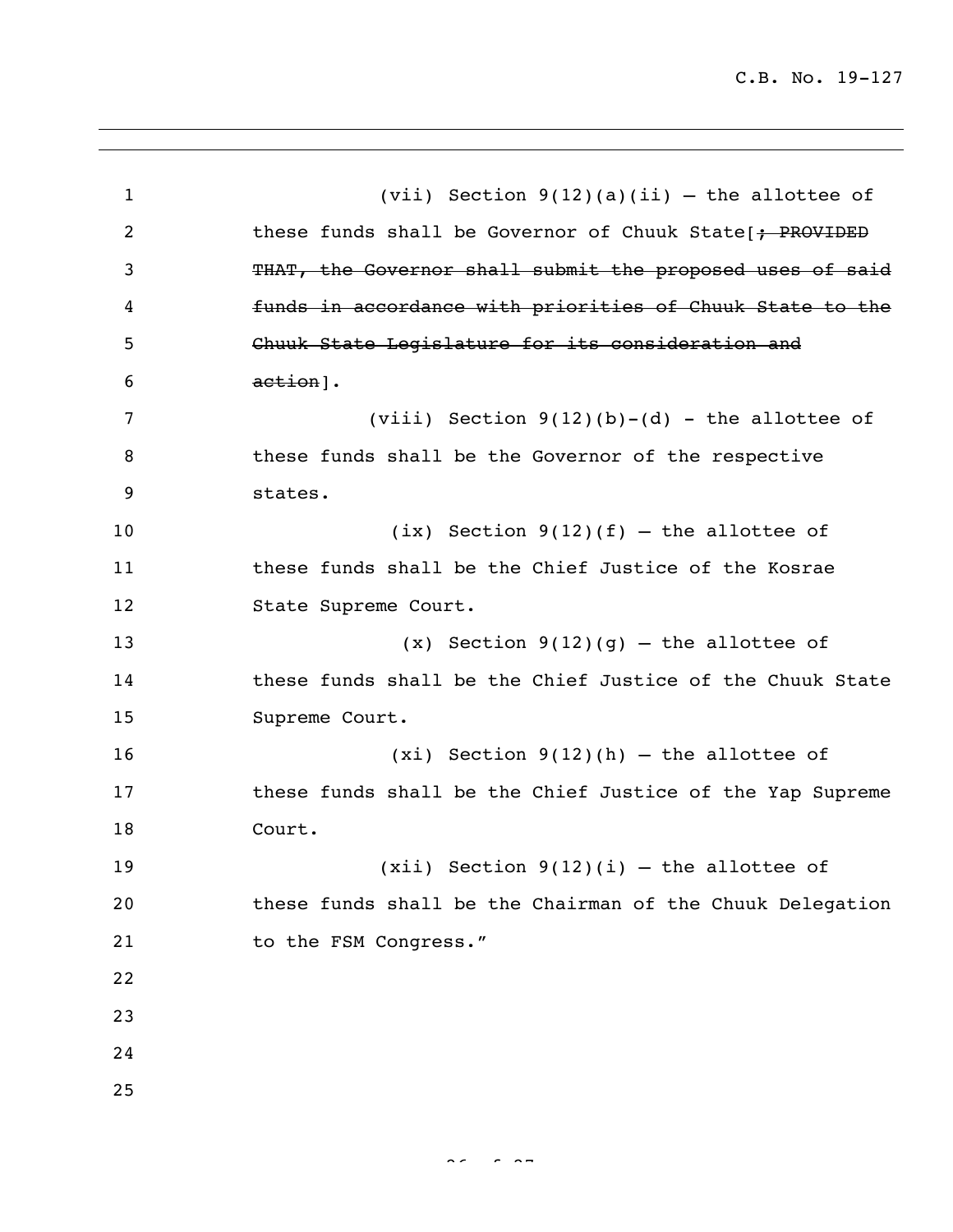(vii) Section 9(12)(a)(ii) – the allottee of these funds shall be Governor of Chuuk State[~~; PROVIDED THAT, the Governor shall submit the proposed uses of said funds in accordance with priorities of Chuuk State to the Chuuk State Legislature for its consideration and action~~].

(viii) Section 9(12)(b)-(d) - the allottee of these funds shall be the Governor of the respective states.

(ix) Section 9(12)(f) – the allottee of these funds shall be the Chief Justice of the Kosrae State Supreme Court.

(x) Section 9(12)(g) – the allottee of these funds shall be the Chief Justice of the Chuuk State Supreme Court.

(xi) Section 9(12)(h) – the allottee of these funds shall be the Chief Justice of the Yap Supreme Court.

(xii) Section 9(12)(i) – the allottee of these funds shall be the Chairman of the Chuuk Delegation to the FSM Congress."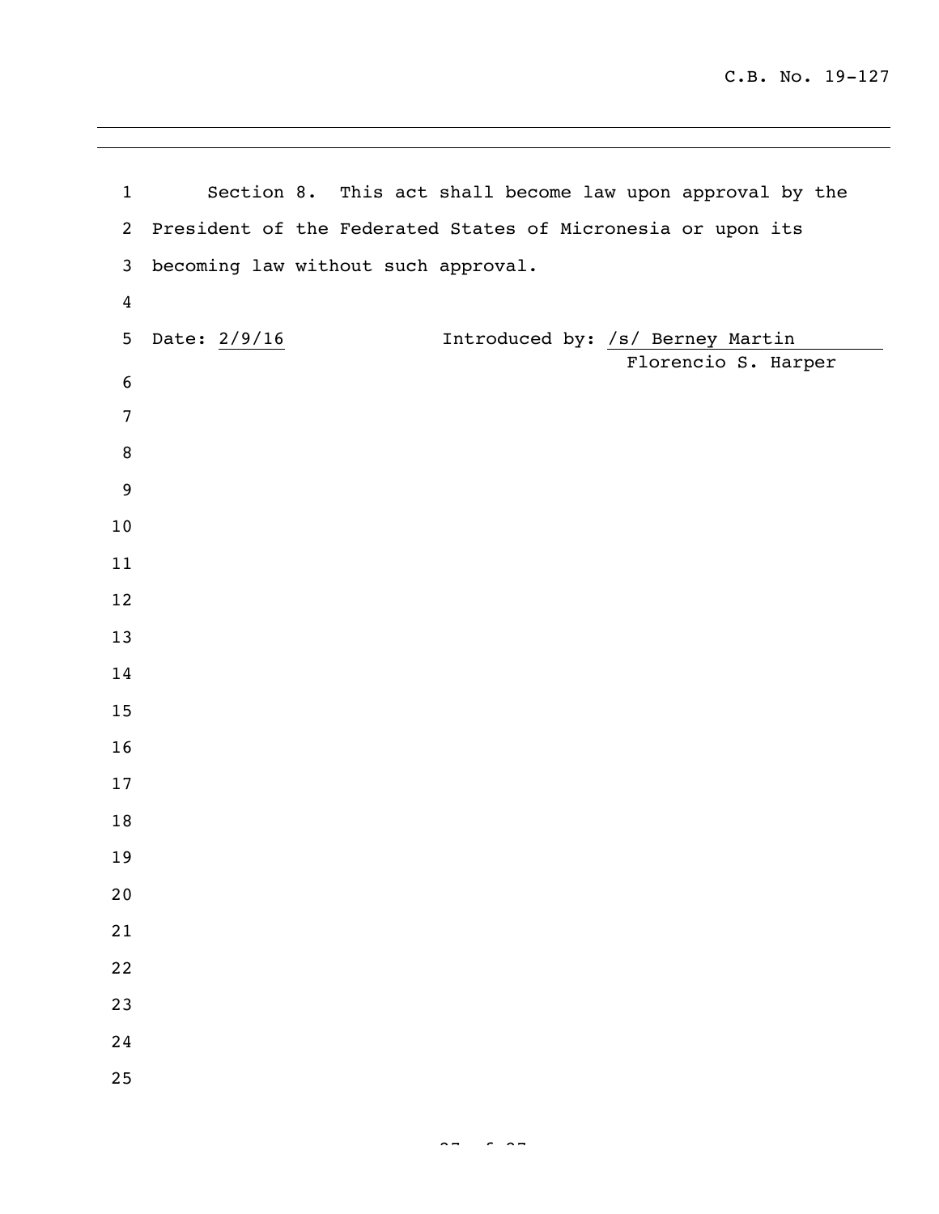Section 8. This act shall become law upon approval by the President of the Federated States of Micronesia or upon its becoming law without such approval.

Date: 2/9/16 Introduced by: /s/ Berney Martin

Florencio S. Harper